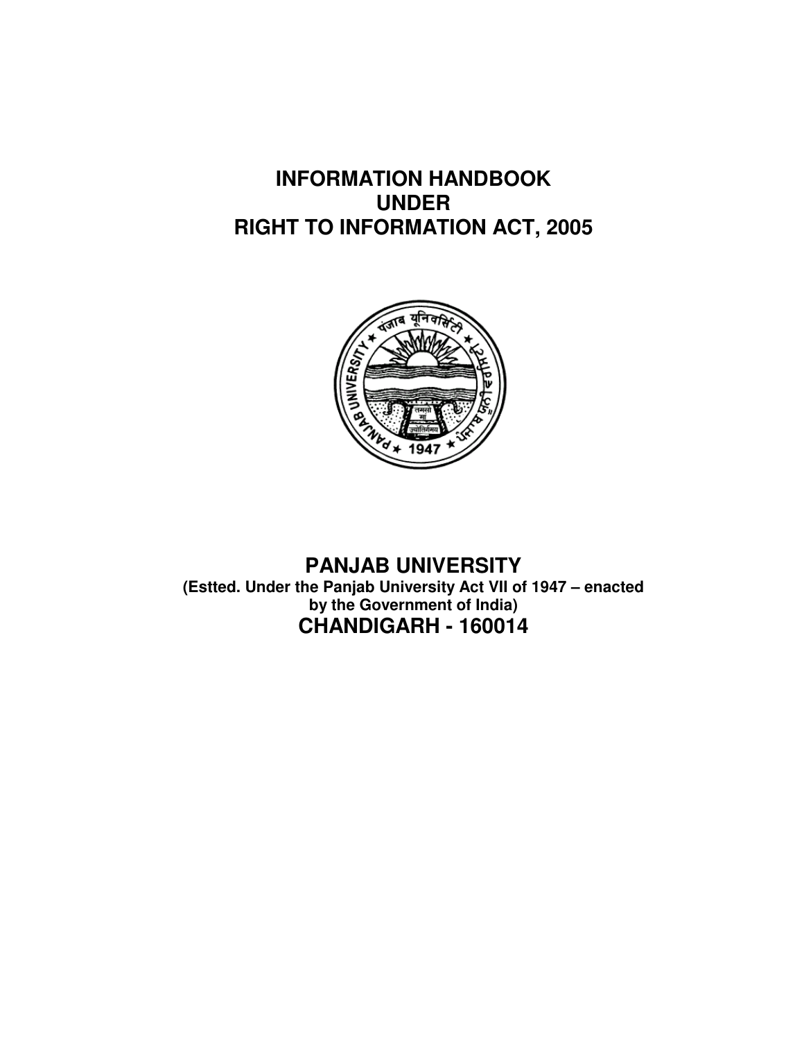# INFORMATION HANDBOOK UNDER RIGHT TO INFORMATION ACT, 2005

## PANJAB UNIVERSITY

**(Estted. Under the Panjab University Act VII of 1947 – enacted by the Government of India)**

## CHANDIGARH - 160014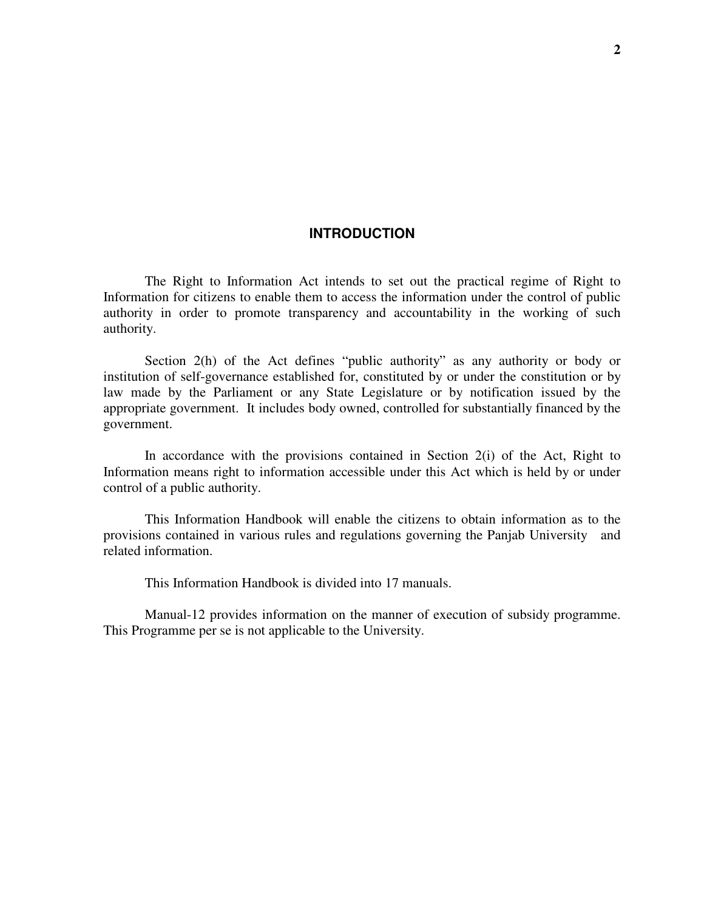# INTRODUCTION

The Right to Information Act intends to set out the practical regime of Right to Information for citizens to enable them to access the information under the control of public authority in order to promote transparency and accountability in the working of such authority.

Section 2(h) of the Act defines "public authority" as any authority or body or institution of self-governance established for, constituted by or under the constitution or by law made by the Parliament or any State Legislature or by notification issued by the appropriate government. It includes body owned, controlled for substantially financed by the government.

In accordance with the provisions contained in Section 2(i) of the Act, Right to Information means right to information accessible under this Act which is held by or under control of a public authority.

This Information Handbook will enable the citizens to obtain information as to the provisions contained in various rules and regulations governing the Panjab University and related information.

This Information Handbook is divided into 17 manuals.

Manual-12 provides information on the manner of execution of subsidy programme. This Programme per se is not applicable to the University.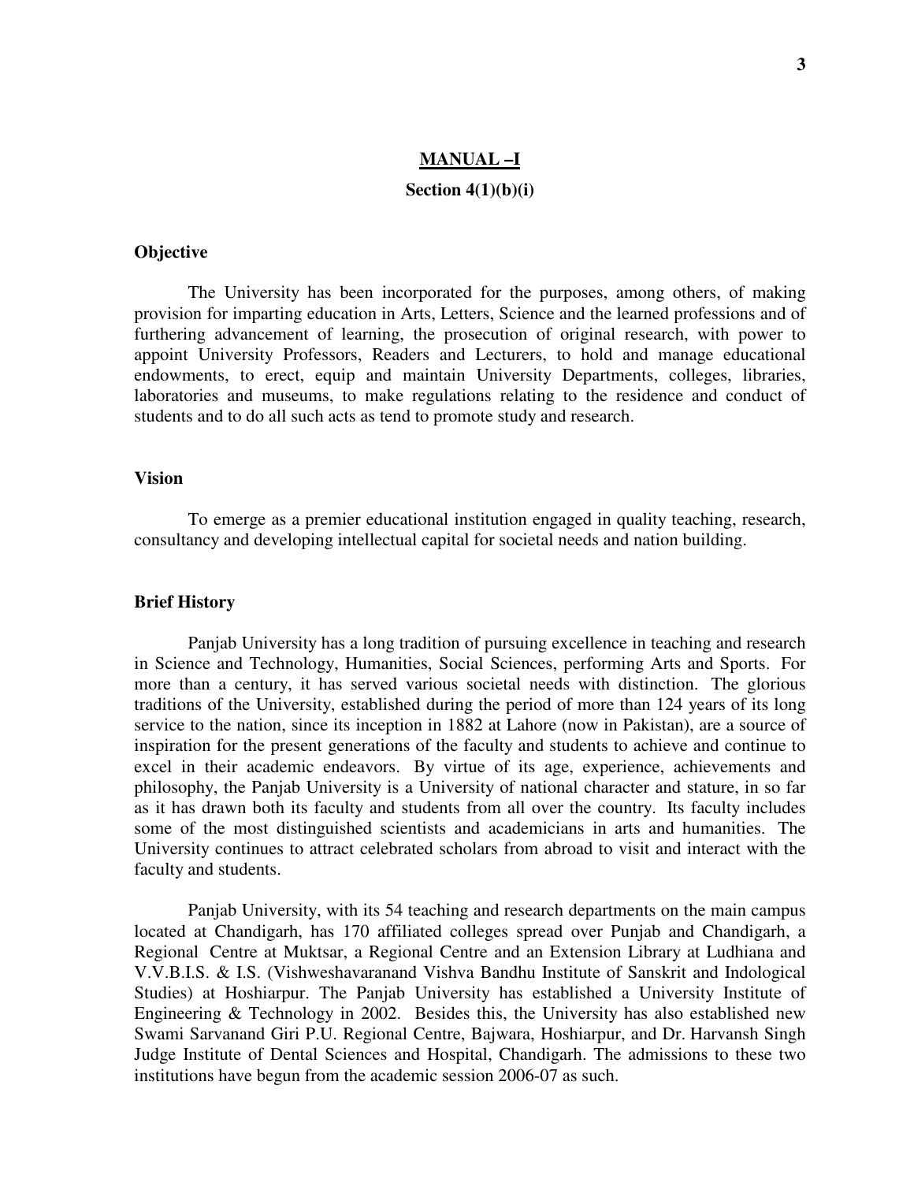## MANUAL –I

### Section 4(1)(b)(i)

**Objective**

The University has been incorporated for the purposes, among others, of making provision for imparting education in Arts, Letters, Science and the learned professions and of furthering advancement of learning, the prosecution of original research, with power to appoint University Professors, Readers and Lecturers, to hold and manage educational endowments, to erect, equip and maintain University Departments, colleges, libraries, laboratories and museums, to make regulations relating to the residence and conduct of students and to do all such acts as tend to promote study and research.

**Vision**

To emerge as a premier educational institution engaged in quality teaching, research, consultancy and developing intellectual capital for societal needs and nation building.

**Brief History**

Panjab University has a long tradition of pursuing excellence in teaching and research in Science and Technology, Humanities, Social Sciences, performing Arts and Sports. For more than a century, it has served various societal needs with distinction. The glorious traditions of the University, established during the period of more than 124 years of its long service to the nation, since its inception in 1882 at Lahore (now in Pakistan), are a source of inspiration for the present generations of the faculty and students to achieve and continue to excel in their academic endeavors. By virtue of its age, experience, achievements and philosophy, the Panjab University is a University of national character and stature, in so far as it has drawn both its faculty and students from all over the country. Its faculty includes some of the most distinguished scientists and academicians in arts and humanities. The University continues to attract celebrated scholars from abroad to visit and interact with the faculty and students.

Panjab University, with its 54 teaching and research departments on the main campus located at Chandigarh, has 170 affiliated colleges spread over Punjab and Chandigarh, a Regional Centre at Muktsar, a Regional Centre and an Extension Library at Ludhiana and V.V.B.I.S. & I.S. (Vishweshavaranand Vishva Bandhu Institute of Sanskrit and Indological Studies) at Hoshiarpur. The Panjab University has established a University Institute of Engineering & Technology in 2002. Besides this, the University has also established new Swami Sarvanand Giri P.U. Regional Centre, Bajwara, Hoshiarpur, and Dr. Harvansh Singh Judge Institute of Dental Sciences and Hospital, Chandigarh. The admissions to these two institutions have begun from the academic session 2006-07 as such.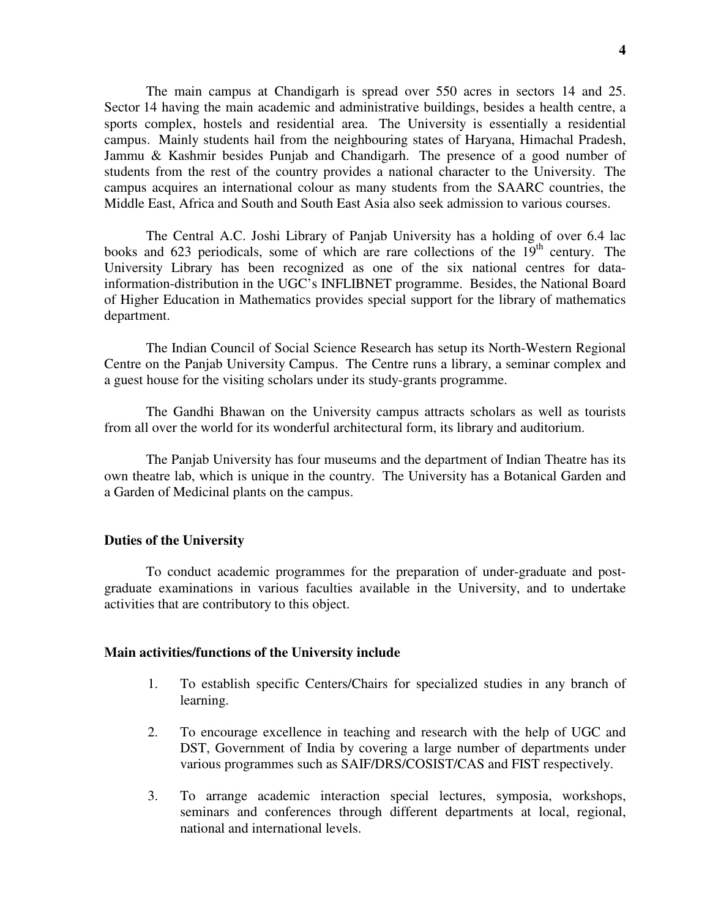The main campus at Chandigarh is spread over 550 acres in sectors 14 and 25. Sector 14 having the main academic and administrative buildings, besides a health centre, a sports complex, hostels and residential area. The University is essentially a residential campus. Mainly students hail from the neighbouring states of Haryana, Himachal Pradesh, Jammu & Kashmir besides Punjab and Chandigarh. The presence of a good number of students from the rest of the country provides a national character to the University. The campus acquires an international colour as many students from the SAARC countries, the Middle East, Africa and South and South East Asia also seek admission to various courses.

The Central A.C. Joshi Library of Panjab University has a holding of over 6.4 lac books and 623 periodicals, some of which are rare collections of the 19th century. The University Library has been recognized as one of the six national centres for data-information-distribution in the UGC's INFLIBNET programme. Besides, the National Board of Higher Education in Mathematics provides special support for the library of mathematics department.

The Indian Council of Social Science Research has setup its North-Western Regional Centre on the Panjab University Campus. The Centre runs a library, a seminar complex and a guest house for the visiting scholars under its study-grants programme.

The Gandhi Bhawan on the University campus attracts scholars as well as tourists from all over the world for its wonderful architectural form, its library and auditorium.

The Panjab University has four museums and the department of Indian Theatre has its own theatre lab, which is unique in the country. The University has a Botanical Garden and a Garden of Medicinal plants on the campus.

**Duties of the University**

To conduct academic programmes for the preparation of under-graduate and post-graduate examinations in various faculties available in the University, and to undertake activities that are contributory to this object.

**Main activities/functions of the University include**

1. To establish specific Centers/Chairs for specialized studies in any branch of learning.

2. To encourage excellence in teaching and research with the help of UGC and DST, Government of India by covering a large number of departments under various programmes such as SAIF/DRS/COSIST/CAS and FIST respectively.

3. To arrange academic interaction special lectures, symposia, workshops, seminars and conferences through different departments at local, regional, national and international levels.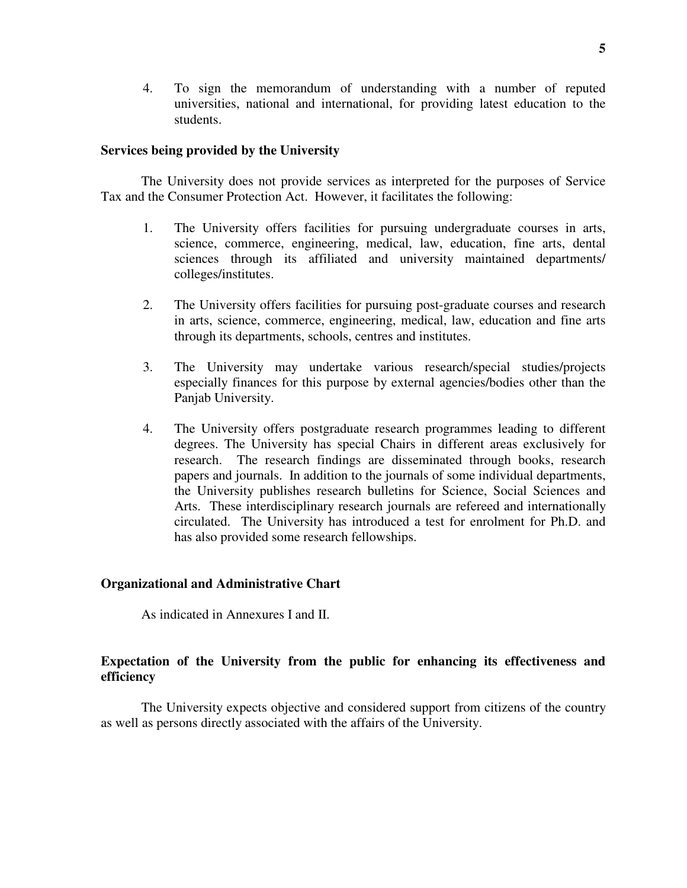4. To sign the memorandum of understanding with a number of reputed universities, national and international, for providing latest education to the students.

**Services being provided by the University**

The University does not provide services as interpreted for the purposes of Service Tax and the Consumer Protection Act. However, it facilitates the following:

1. The University offers facilities for pursuing undergraduate courses in arts, science, commerce, engineering, medical, law, education, fine arts, dental sciences through its affiliated and university maintained departments/ colleges/institutes.

2. The University offers facilities for pursuing post-graduate courses and research in arts, science, commerce, engineering, medical, law, education and fine arts through its departments, schools, centres and institutes.

3. The University may undertake various research/special studies/projects especially finances for this purpose by external agencies/bodies other than the Panjab University.

4. The University offers postgraduate research programmes leading to different degrees. The University has special Chairs in different areas exclusively for research. The research findings are disseminated through books, research papers and journals. In addition to the journals of some individual departments, the University publishes research bulletins for Science, Social Sciences and Arts. These interdisciplinary research journals are refereed and internationally circulated. The University has introduced a test for enrolment for Ph.D. and has also provided some research fellowships.

**Organizational and Administrative Chart**

As indicated in Annexures I and II.

**Expectation of the University from the public for enhancing its effectiveness and efficiency**

The University expects objective and considered support from citizens of the country as well as persons directly associated with the affairs of the University.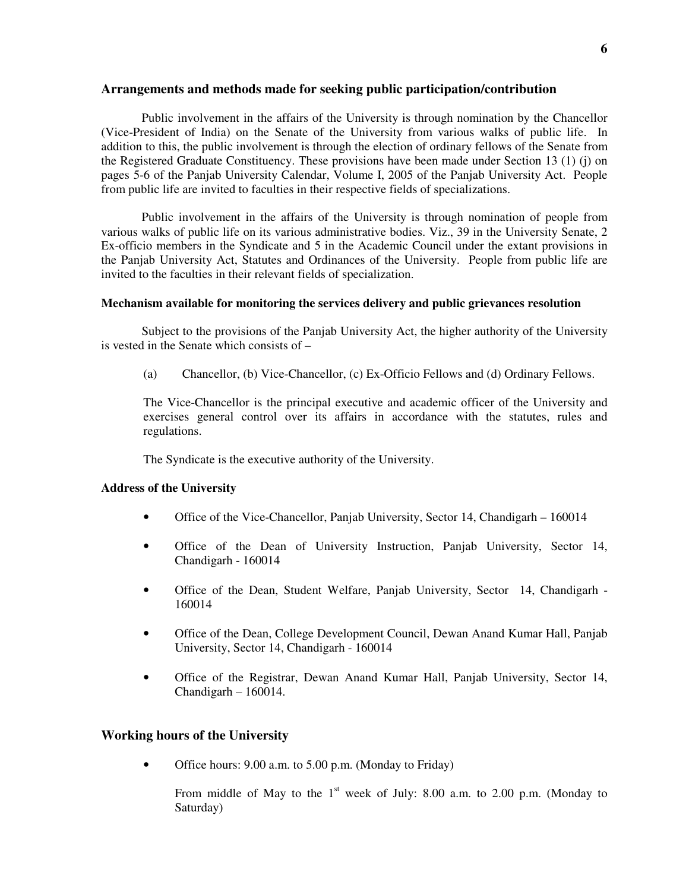## Arrangements and methods made for seeking public participation/contribution

Public involvement in the affairs of the University is through nomination by the Chancellor (Vice-President of India) on the Senate of the University from various walks of public life. In addition to this, the public involvement is through the election of ordinary fellows of the Senate from the Registered Graduate Constituency. These provisions have been made under Section 13 (1) (j) on pages 5-6 of the Panjab University Calendar, Volume I, 2005 of the Panjab University Act. People from public life are invited to faculties in their respective fields of specializations.

Public involvement in the affairs of the University is through nomination of people from various walks of public life on its various administrative bodies. Viz., 39 in the University Senate, 2 Ex-officio members in the Syndicate and 5 in the Academic Council under the extant provisions in the Panjab University Act, Statutes and Ordinances of the University. People from public life are invited to the faculties in their relevant fields of specialization.

### Mechanism available for monitoring the services delivery and public grievances resolution

Subject to the provisions of the Panjab University Act, the higher authority of the University is vested in the Senate which consists of –

(a) Chancellor, (b) Vice-Chancellor, (c) Ex-Officio Fellows and (d) Ordinary Fellows.

The Vice-Chancellor is the principal executive and academic officer of the University and exercises general control over its affairs in accordance with the statutes, rules and regulations.

The Syndicate is the executive authority of the University.

### Address of the University

- Office of the Vice-Chancellor, Panjab University, Sector 14, Chandigarh – 160014
- Office of the Dean of University Instruction, Panjab University, Sector 14, Chandigarh - 160014
- Office of the Dean, Student Welfare, Panjab University, Sector 14, Chandigarh - 160014
- Office of the Dean, College Development Council, Dewan Anand Kumar Hall, Panjab University, Sector 14, Chandigarh - 160014
- Office of the Registrar, Dewan Anand Kumar Hall, Panjab University, Sector 14, Chandigarh – 160014.

## Working hours of the University

- Office hours: 9.00 a.m. to 5.00 p.m. (Monday to Friday)

  From middle of May to the 1st week of July: 8.00 a.m. to 2.00 p.m. (Monday to Saturday)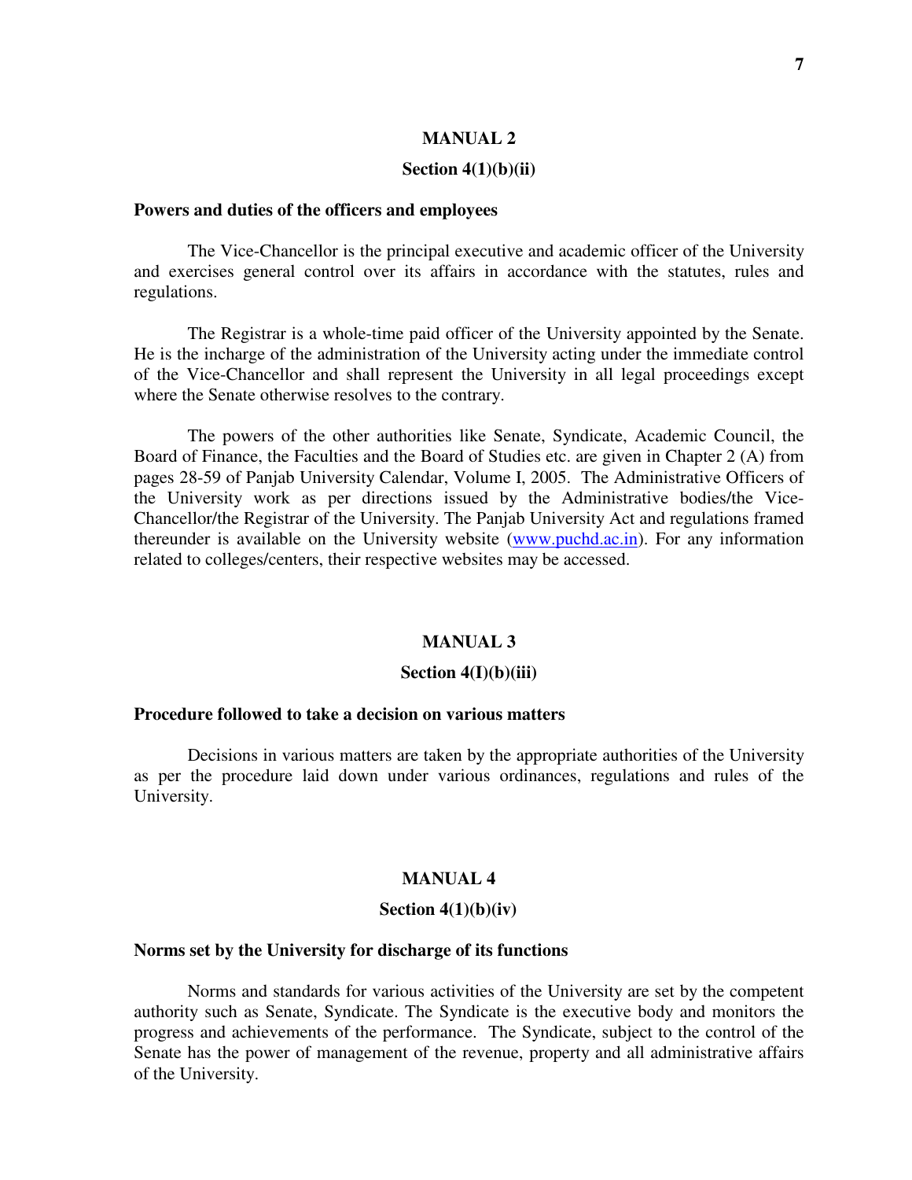## MANUAL 2

### Section 4(1)(b)(ii)

**Powers and duties of the officers and employees**

The Vice-Chancellor is the principal executive and academic officer of the University and exercises general control over its affairs in accordance with the statutes, rules and regulations.

The Registrar is a whole-time paid officer of the University appointed by the Senate. He is the incharge of the administration of the University acting under the immediate control of the Vice-Chancellor and shall represent the University in all legal proceedings except where the Senate otherwise resolves to the contrary.

The powers of the other authorities like Senate, Syndicate, Academic Council, the Board of Finance, the Faculties and the Board of Studies etc. are given in Chapter 2 (A) from pages 28-59 of Panjab University Calendar, Volume I, 2005. The Administrative Officers of the University work as per directions issued by the Administrative bodies/the Vice-Chancellor/the Registrar of the University. The Panjab University Act and regulations framed thereunder is available on the University website (www.puchd.ac.in). For any information related to colleges/centers, their respective websites may be accessed.

## MANUAL 3

### Section 4(I)(b)(iii)

**Procedure followed to take a decision on various matters**

Decisions in various matters are taken by the appropriate authorities of the University as per the procedure laid down under various ordinances, regulations and rules of the University.

## MANUAL 4

### Section 4(1)(b)(iv)

**Norms set by the University for discharge of its functions**

Norms and standards for various activities of the University are set by the competent authority such as Senate, Syndicate. The Syndicate is the executive body and monitors the progress and achievements of the performance. The Syndicate, subject to the control of the Senate has the power of management of the revenue, property and all administrative affairs of the University.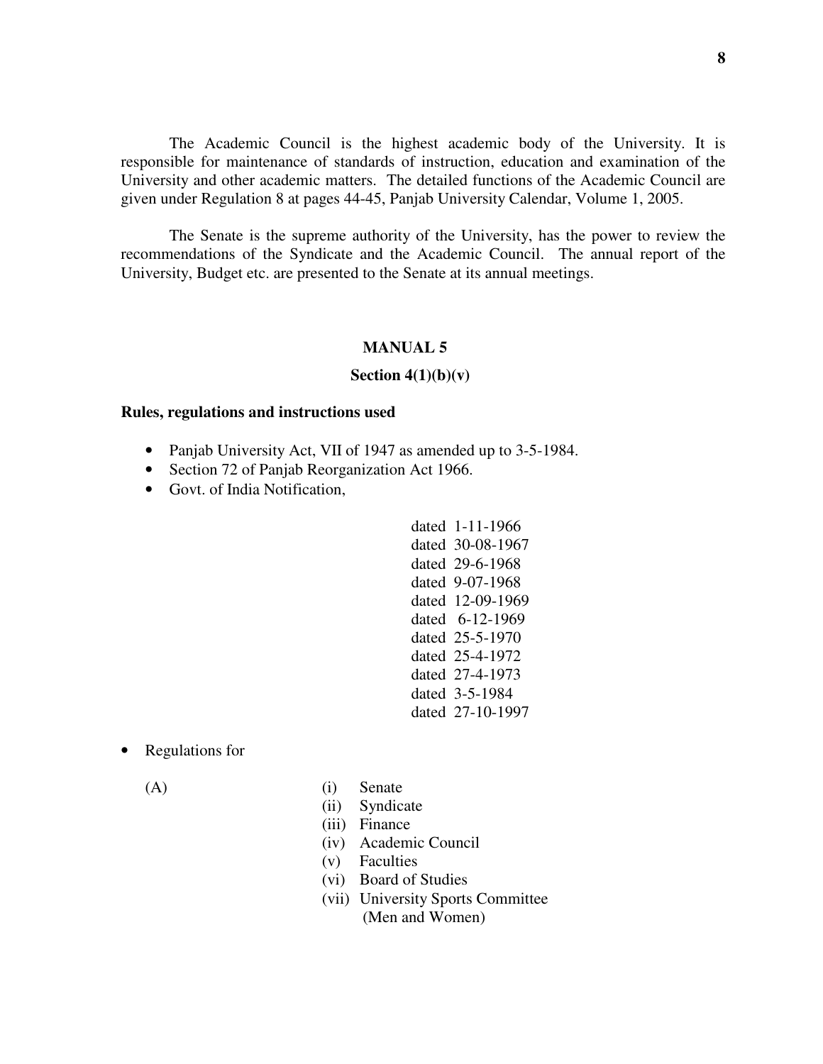The Academic Council is the highest academic body of the University. It is responsible for maintenance of standards of instruction, education and examination of the University and other academic matters. The detailed functions of the Academic Council are given under Regulation 8 at pages 44-45, Panjab University Calendar, Volume 1, 2005.

The Senate is the supreme authority of the University, has the power to review the recommendations of the Syndicate and the Academic Council. The annual report of the University, Budget etc. are presented to the Senate at its annual meetings.

**MANUAL 5**

**Section 4(1)(b)(v)**

**Rules, regulations and instructions used**

- Panjab University Act, VII of 1947 as amended up to 3-5-1984.
- Section 72 of Panjab Reorganization Act 1966.
- Govt. of India Notification,

  dated 1-11-1966
  dated 30-08-1967
  dated 29-6-1968
  dated 9-07-1968
  dated 12-09-1969
  dated 6-12-1969
  dated 25-5-1970
  dated 25-4-1972
  dated 27-4-1973
  dated 3-5-1984
  dated 27-10-1997

- Regulations for

  (A)
  - (i) Senate
  - (ii) Syndicate
  - (iii) Finance
  - (iv) Academic Council
  - (v) Faculties
  - (vi) Board of Studies
  - (vii) University Sports Committee (Men and Women)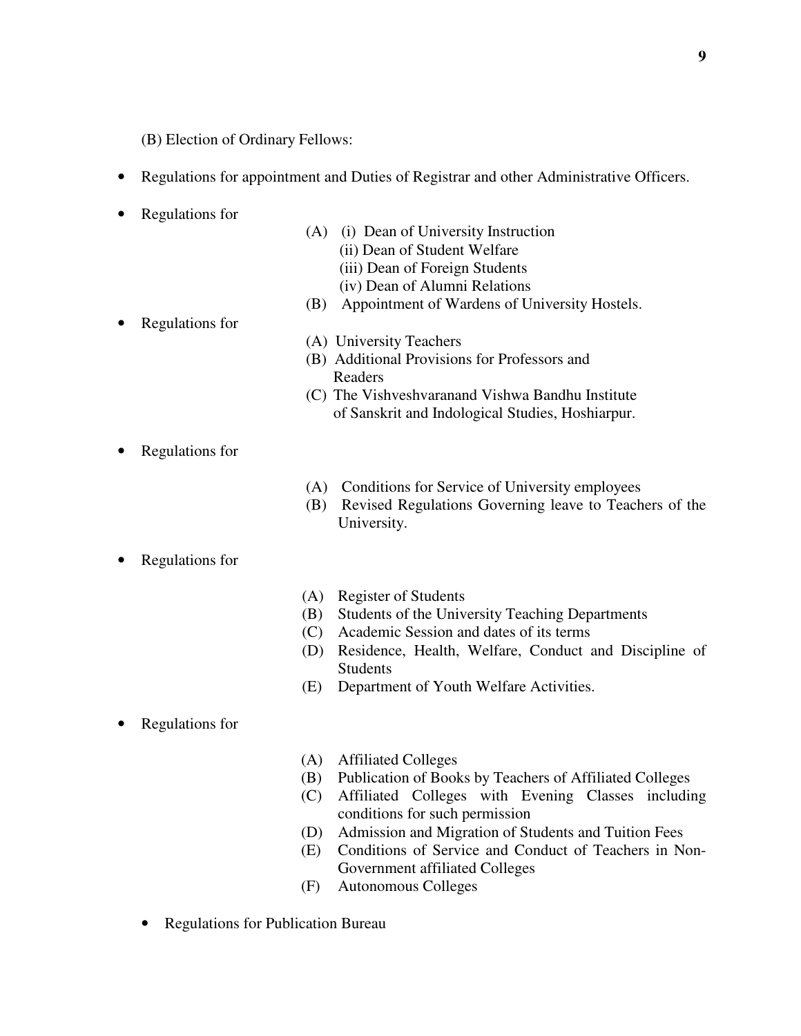(B) Election of Ordinary Fellows:

- Regulations for appointment and Duties of Registrar and other Administrative Officers.
- Regulations for
  - (A) (i) Dean of University Instruction
    - (ii) Dean of Student Welfare
    - (iii) Dean of Foreign Students
    - (iv) Dean of Alumni Relations
  - (B) Appointment of Wardens of University Hostels.
- Regulations for
  - (A) University Teachers
  - (B) Additional Provisions for Professors and Readers
  - (C) The Vishveshvaranand Vishwa Bandhu Institute of Sanskrit and Indological Studies, Hoshiarpur.
- Regulations for
  - (A) Conditions for Service of University employees
  - (B) Revised Regulations Governing leave to Teachers of the University.
- Regulations for
  - (A) Register of Students
  - (B) Students of the University Teaching Departments
  - (C) Academic Session and dates of its terms
  - (D) Residence, Health, Welfare, Conduct and Discipline of Students
  - (E) Department of Youth Welfare Activities.
- Regulations for
  - (A) Affiliated Colleges
  - (B) Publication of Books by Teachers of Affiliated Colleges
  - (C) Affiliated Colleges with Evening Classes including conditions for such permission
  - (D) Admission and Migration of Students and Tuition Fees
  - (E) Conditions of Service and Conduct of Teachers in Non-Government affiliated Colleges
  - (F) Autonomous Colleges
- Regulations for Publication Bureau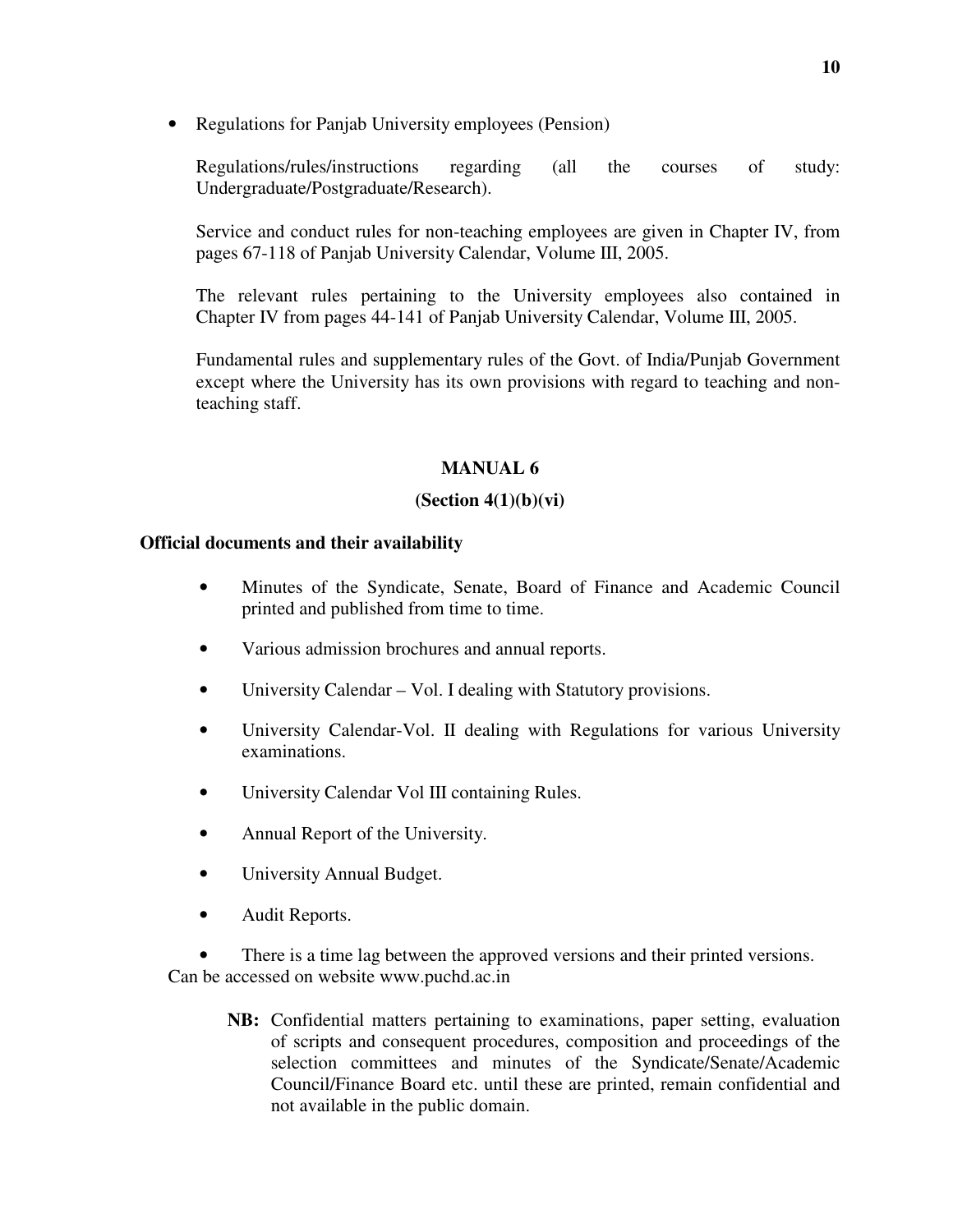- Regulations for Panjab University employees (Pension)

  Regulations/rules/instructions regarding (all the courses of study: Undergraduate/Postgraduate/Research).

  Service and conduct rules for non-teaching employees are given in Chapter IV, from pages 67-118 of Panjab University Calendar, Volume III, 2005.

  The relevant rules pertaining to the University employees also contained in Chapter IV from pages 44-141 of Panjab University Calendar, Volume III, 2005.

  Fundamental rules and supplementary rules of the Govt. of India/Punjab Government except where the University has its own provisions with regard to teaching and non-teaching staff.

## MANUAL 6

### (Section 4(1)(b)(vi)

**Official documents and their availability**

- Minutes of the Syndicate, Senate, Board of Finance and Academic Council printed and published from time to time.
- Various admission brochures and annual reports.
- University Calendar – Vol. I dealing with Statutory provisions.
- University Calendar-Vol. II dealing with Regulations for various University examinations.
- University Calendar Vol III containing Rules.
- Annual Report of the University.
- University Annual Budget.
- Audit Reports.
- There is a time lag between the approved versions and their printed versions.

Can be accessed on website www.puchd.ac.in

**NB:** Confidential matters pertaining to examinations, paper setting, evaluation of scripts and consequent procedures, composition and proceedings of the selection committees and minutes of the Syndicate/Senate/Academic Council/Finance Board etc. until these are printed, remain confidential and not available in the public domain.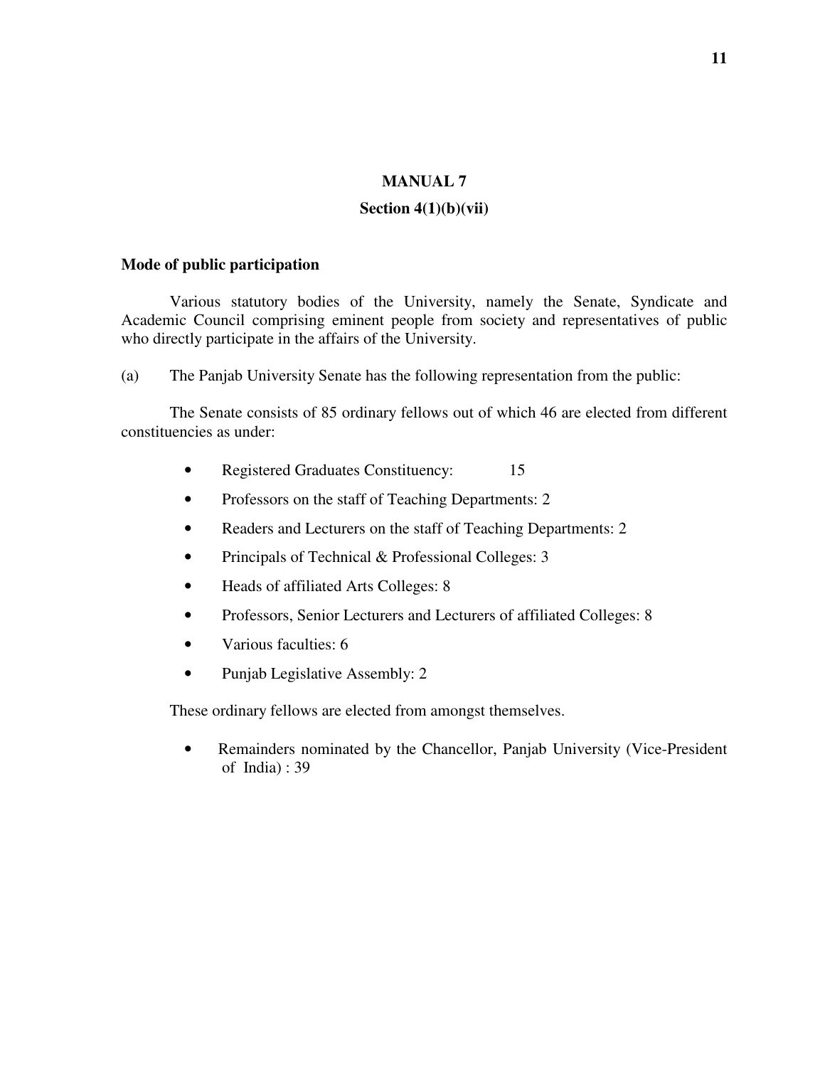## MANUAL 7

### Section 4(1)(b)(vii)

**Mode of public participation**

Various statutory bodies of the University, namely the Senate, Syndicate and Academic Council comprising eminent people from society and representatives of public who directly participate in the affairs of the University.

(a) The Panjab University Senate has the following representation from the public:

The Senate consists of 85 ordinary fellows out of which 46 are elected from different constituencies as under:

- Registered Graduates Constituency: 15
- Professors on the staff of Teaching Departments: 2
- Readers and Lecturers on the staff of Teaching Departments: 2
- Principals of Technical & Professional Colleges: 3
- Heads of affiliated Arts Colleges: 8
- Professors, Senior Lecturers and Lecturers of affiliated Colleges: 8
- Various faculties: 6
- Punjab Legislative Assembly: 2

These ordinary fellows are elected from amongst themselves.

- Remainders nominated by the Chancellor, Panjab University (Vice-President of India) : 39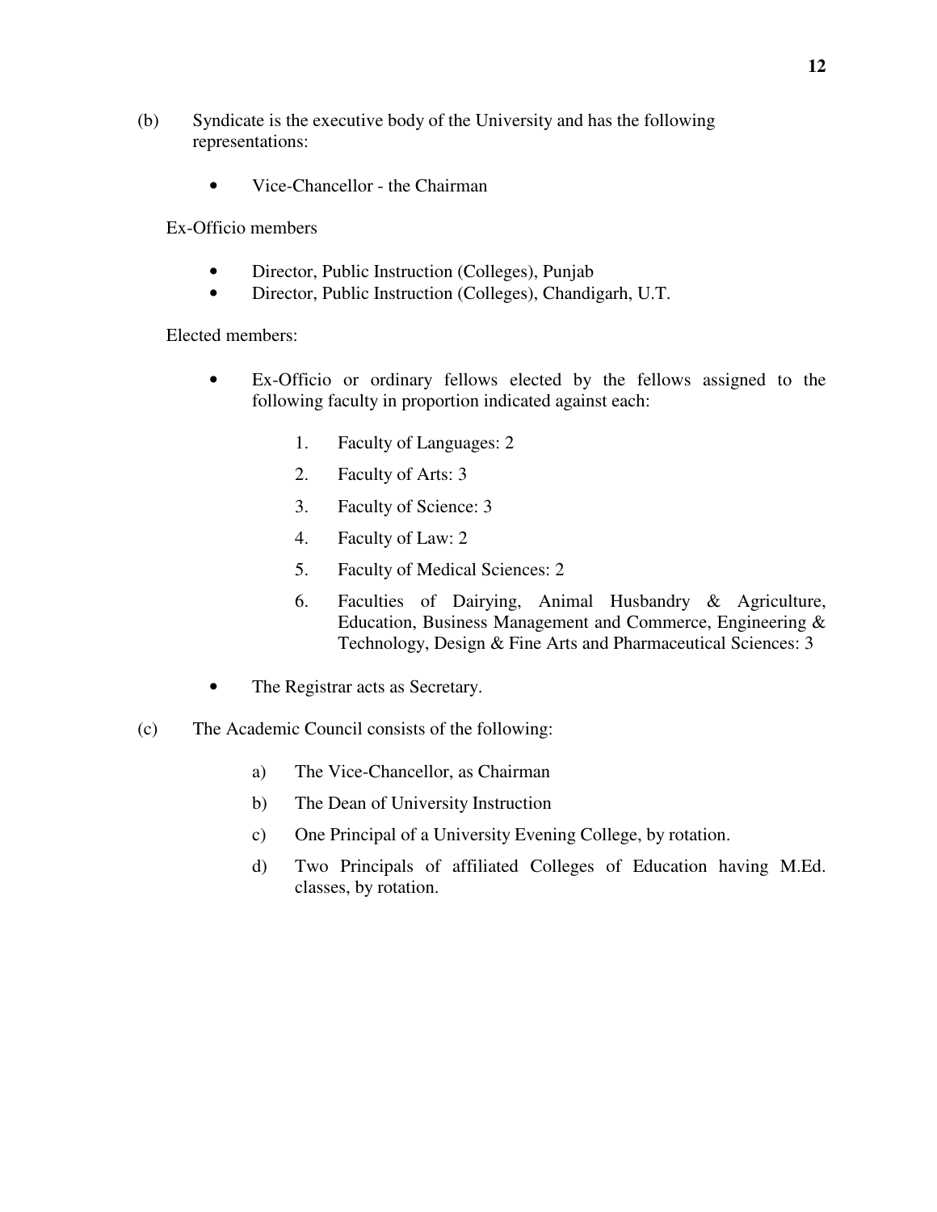(b) Syndicate is the executive body of the University and has the following representations:

- Vice-Chancellor - the Chairman

Ex-Officio members

- Director, Public Instruction (Colleges), Punjab
- Director, Public Instruction (Colleges), Chandigarh, U.T.

Elected members:

- Ex-Officio or ordinary fellows elected by the fellows assigned to the following faculty in proportion indicated against each:

  1. Faculty of Languages: 2
  2. Faculty of Arts: 3
  3. Faculty of Science: 3
  4. Faculty of Law: 2
  5. Faculty of Medical Sciences: 2
  6. Faculties of Dairying, Animal Husbandry & Agriculture, Education, Business Management and Commerce, Engineering & Technology, Design & Fine Arts and Pharmaceutical Sciences: 3

- The Registrar acts as Secretary.

(c) The Academic Council consists of the following:

a) The Vice-Chancellor, as Chairman

b) The Dean of University Instruction

c) One Principal of a University Evening College, by rotation.

d) Two Principals of affiliated Colleges of Education having M.Ed. classes, by rotation.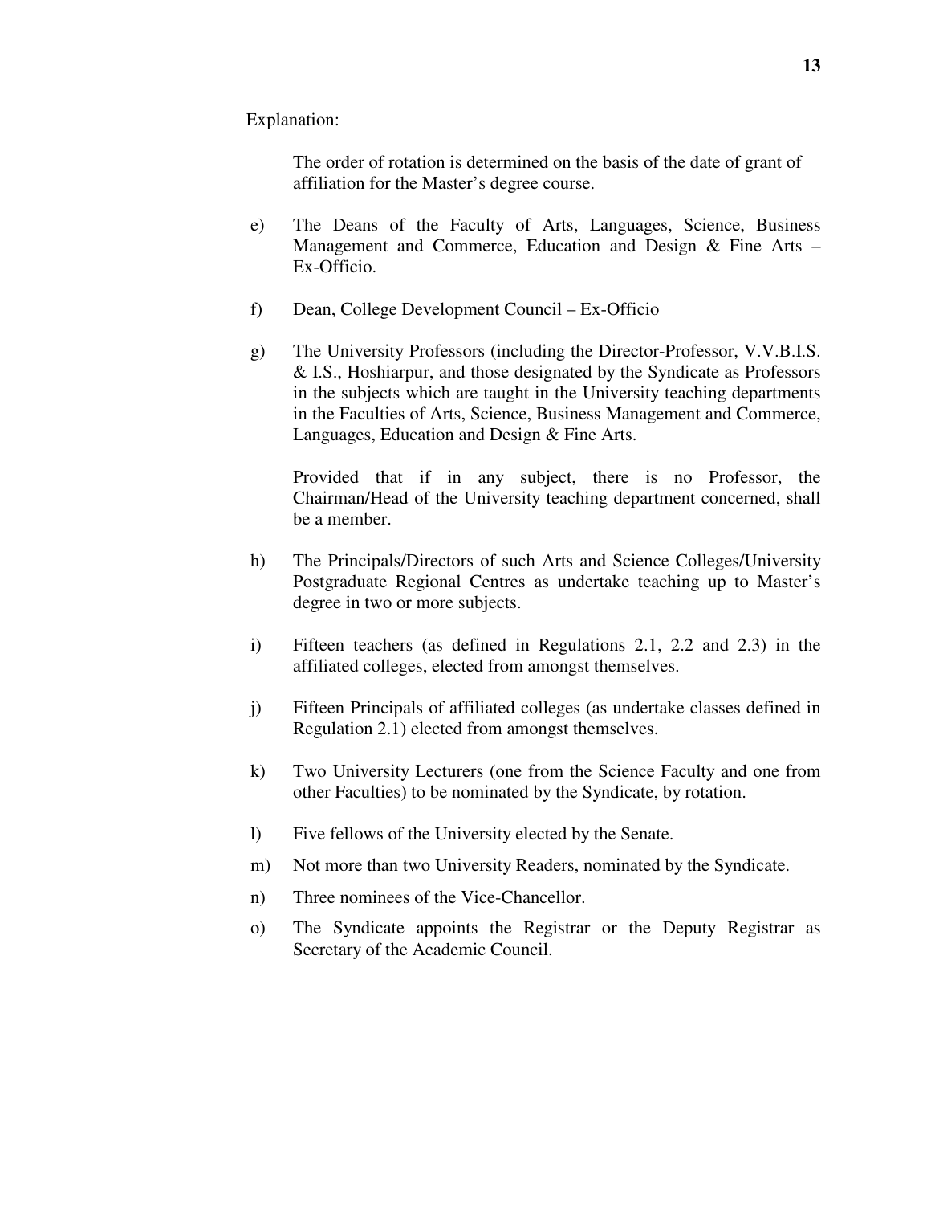Explanation:

The order of rotation is determined on the basis of the date of grant of affiliation for the Master's degree course.

e) The Deans of the Faculty of Arts, Languages, Science, Business Management and Commerce, Education and Design & Fine Arts – Ex-Officio.

f) Dean, College Development Council – Ex-Officio

g) The University Professors (including the Director-Professor, V.V.B.I.S. & I.S., Hoshiarpur, and those designated by the Syndicate as Professors in the subjects which are taught in the University teaching departments in the Faculties of Arts, Science, Business Management and Commerce, Languages, Education and Design & Fine Arts.

   Provided that if in any subject, there is no Professor, the Chairman/Head of the University teaching department concerned, shall be a member.

h) The Principals/Directors of such Arts and Science Colleges/University Postgraduate Regional Centres as undertake teaching up to Master's degree in two or more subjects.

i) Fifteen teachers (as defined in Regulations 2.1, 2.2 and 2.3) in the affiliated colleges, elected from amongst themselves.

j) Fifteen Principals of affiliated colleges (as undertake classes defined in Regulation 2.1) elected from amongst themselves.

k) Two University Lecturers (one from the Science Faculty and one from other Faculties) to be nominated by the Syndicate, by rotation.

l) Five fellows of the University elected by the Senate.

m) Not more than two University Readers, nominated by the Syndicate.

n) Three nominees of the Vice-Chancellor.

o) The Syndicate appoints the Registrar or the Deputy Registrar as Secretary of the Academic Council.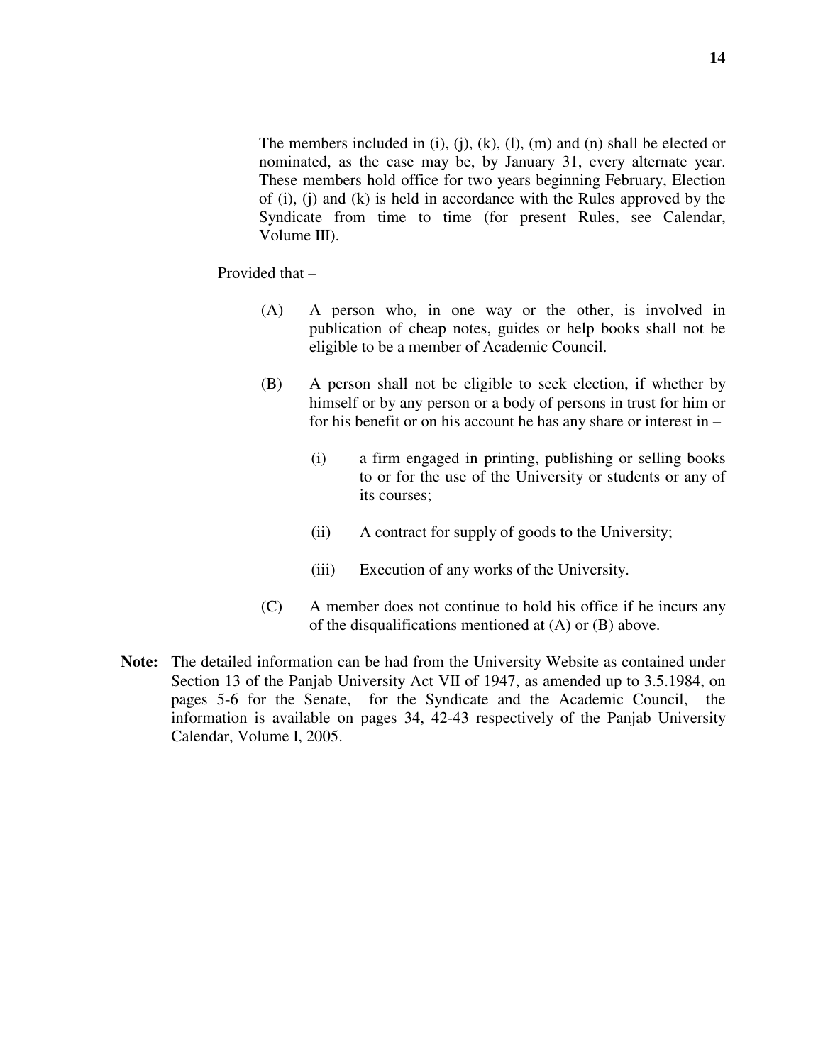The members included in (i), (j), (k), (l), (m) and (n) shall be elected or nominated, as the case may be, by January 31, every alternate year. These members hold office for two years beginning February, Election of (i), (j) and (k) is held in accordance with the Rules approved by the Syndicate from time to time (for present Rules, see Calendar, Volume III).

Provided that –

(A) A person who, in one way or the other, is involved in publication of cheap notes, guides or help books shall not be eligible to be a member of Academic Council.

(B) A person shall not be eligible to seek election, if whether by himself or by any person or a body of persons in trust for him or for his benefit or on his account he has any share or interest in –

(i) a firm engaged in printing, publishing or selling books to or for the use of the University or students or any of its courses;

(ii) A contract for supply of goods to the University;

(iii) Execution of any works of the University.

(C) A member does not continue to hold his office if he incurs any of the disqualifications mentioned at (A) or (B) above.

**Note:** The detailed information can be had from the University Website as contained under Section 13 of the Panjab University Act VII of 1947, as amended up to 3.5.1984, on pages 5-6 for the Senate, for the Syndicate and the Academic Council, the information is available on pages 34, 42-43 respectively of the Panjab University Calendar, Volume I, 2005.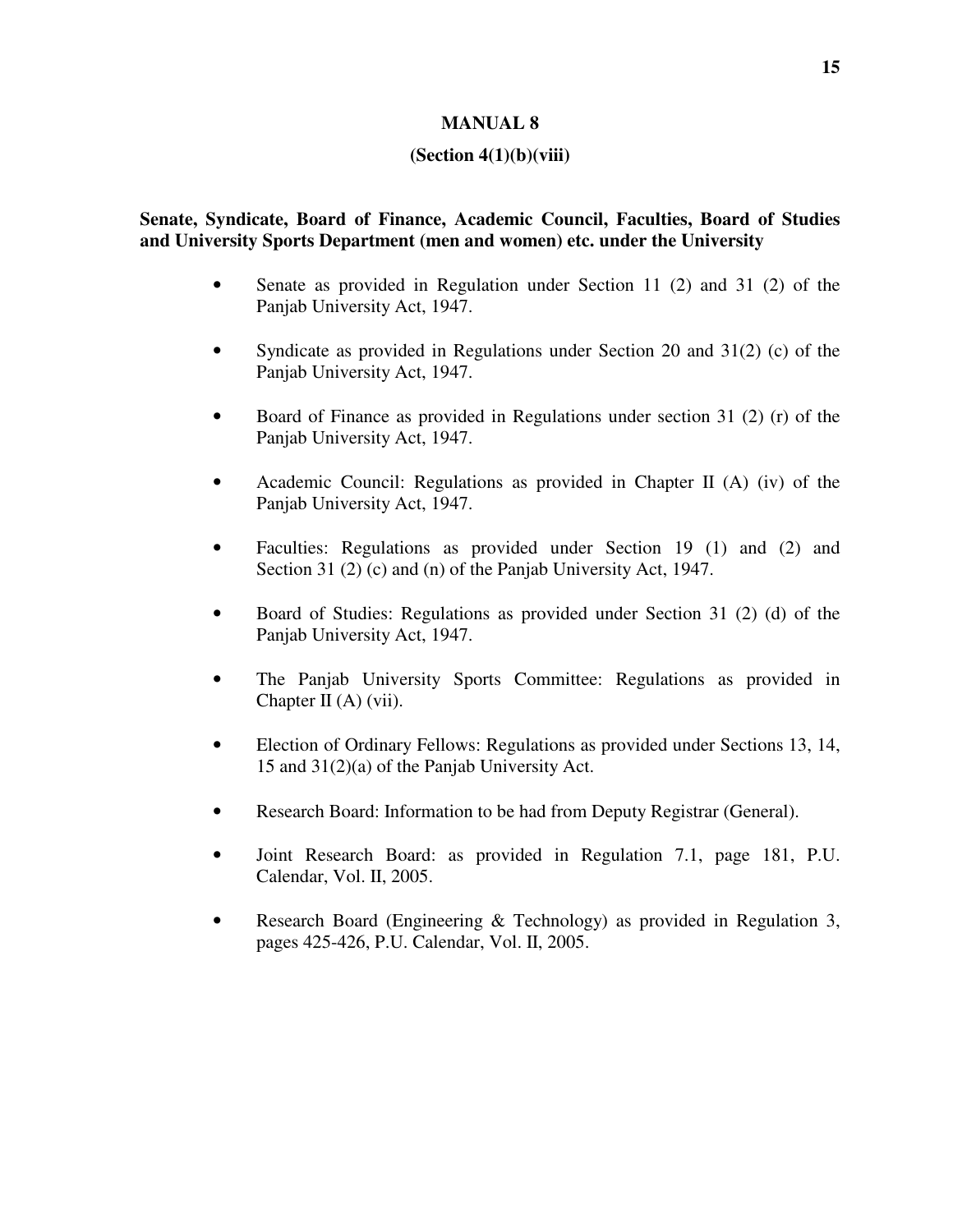# MANUAL 8

## (Section 4(1)(b)(viii)

**Senate, Syndicate, Board of Finance, Academic Council, Faculties, Board of Studies and University Sports Department (men and women) etc. under the University**

- Senate as provided in Regulation under Section 11 (2) and 31 (2) of the Panjab University Act, 1947.
- Syndicate as provided in Regulations under Section 20 and 31(2) (c) of the Panjab University Act, 1947.
- Board of Finance as provided in Regulations under section 31 (2) (r) of the Panjab University Act, 1947.
- Academic Council: Regulations as provided in Chapter II (A) (iv) of the Panjab University Act, 1947.
- Faculties: Regulations as provided under Section 19 (1) and (2) and Section 31 (2) (c) and (n) of the Panjab University Act, 1947.
- Board of Studies: Regulations as provided under Section 31 (2) (d) of the Panjab University Act, 1947.
- The Panjab University Sports Committee: Regulations as provided in Chapter II (A) (vii).
- Election of Ordinary Fellows: Regulations as provided under Sections 13, 14, 15 and 31(2)(a) of the Panjab University Act.
- Research Board: Information to be had from Deputy Registrar (General).
- Joint Research Board: as provided in Regulation 7.1, page 181, P.U. Calendar, Vol. II, 2005.
- Research Board (Engineering & Technology) as provided in Regulation 3, pages 425-426, P.U. Calendar, Vol. II, 2005.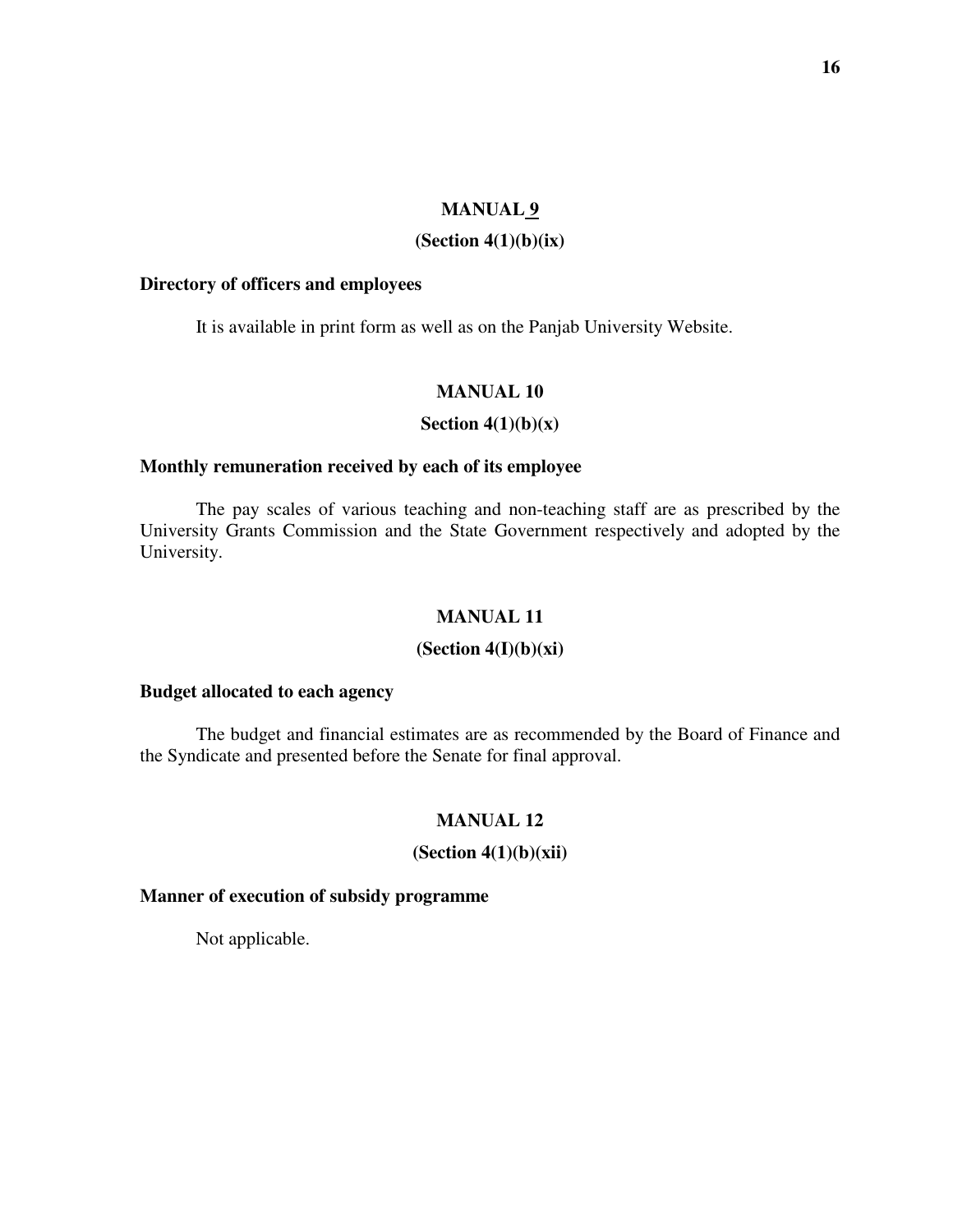## MANUAL 9

### (Section 4(1)(b)(ix)

**Directory of officers and employees**

It is available in print form as well as on the Panjab University Website.

## MANUAL 10

### Section 4(1)(b)(x)

**Monthly remuneration received by each of its employee**

The pay scales of various teaching and non-teaching staff are as prescribed by the University Grants Commission and the State Government respectively and adopted by the University.

## MANUAL 11

### (Section 4(I)(b)(xi)

**Budget allocated to each agency**

The budget and financial estimates are as recommended by the Board of Finance and the Syndicate and presented before the Senate for final approval.

## MANUAL 12

### (Section 4(1)(b)(xii)

**Manner of execution of subsidy programme**

Not applicable.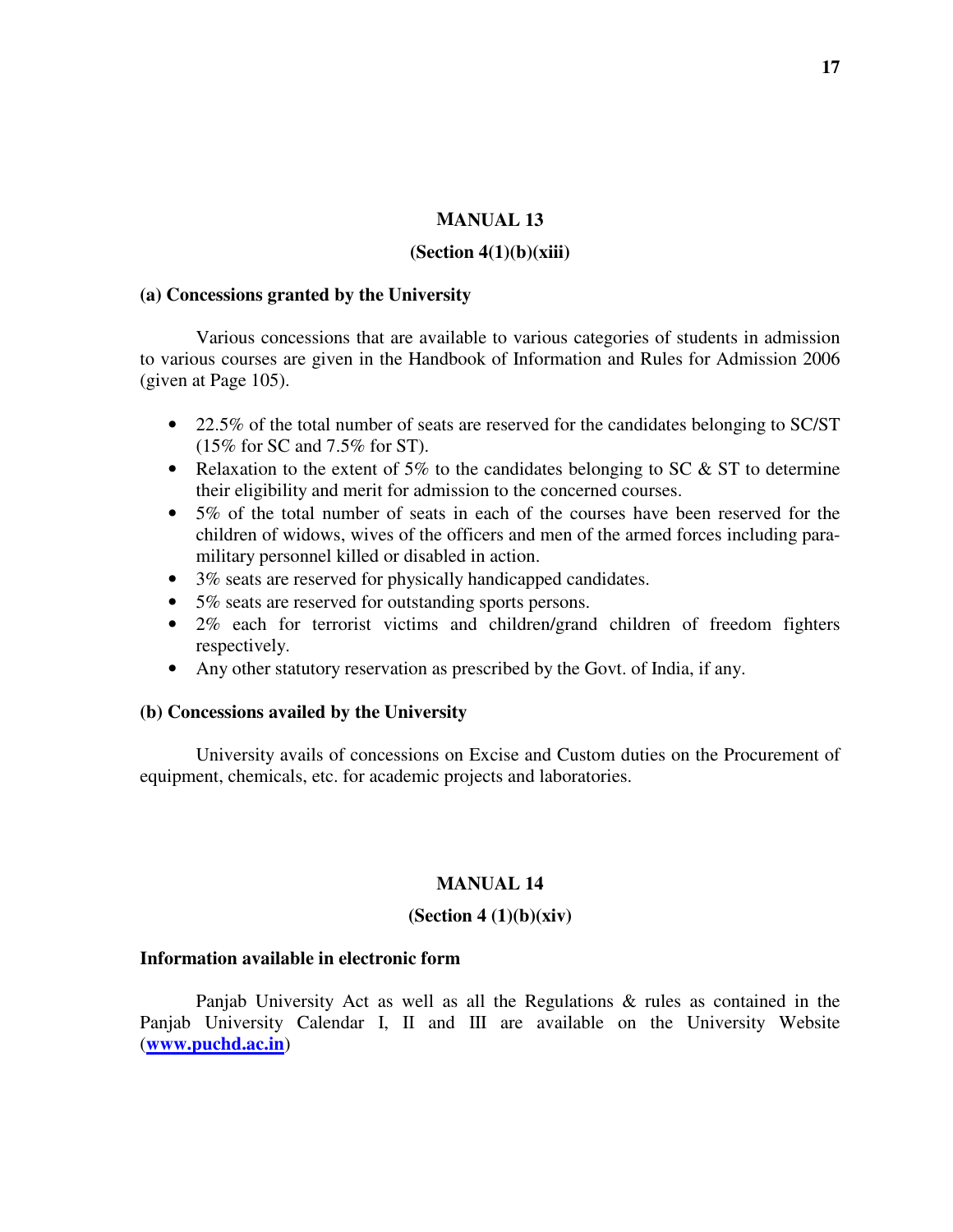## MANUAL 13

### (Section 4(1)(b)(xiii)

**(a) Concessions granted by the University**

Various concessions that are available to various categories of students in admission to various courses are given in the Handbook of Information and Rules for Admission 2006 (given at Page 105).

- 22.5% of the total number of seats are reserved for the candidates belonging to SC/ST (15% for SC and 7.5% for ST).
- Relaxation to the extent of 5% to the candidates belonging to SC & ST to determine their eligibility and merit for admission to the concerned courses.
- 5% of the total number of seats in each of the courses have been reserved for the children of widows, wives of the officers and men of the armed forces including para-military personnel killed or disabled in action.
- 3% seats are reserved for physically handicapped candidates.
- 5% seats are reserved for outstanding sports persons.
- 2% each for terrorist victims and children/grand children of freedom fighters respectively.
- Any other statutory reservation as prescribed by the Govt. of India, if any.

**(b) Concessions availed by the University**

University avails of concessions on Excise and Custom duties on the Procurement of equipment, chemicals, etc. for academic projects and laboratories.

## MANUAL 14

### (Section 4 (1)(b)(xiv)

**Information available in electronic form**

Panjab University Act as well as all the Regulations & rules as contained in the Panjab University Calendar I, II and III are available on the University Website (**www.puchd.ac.in**)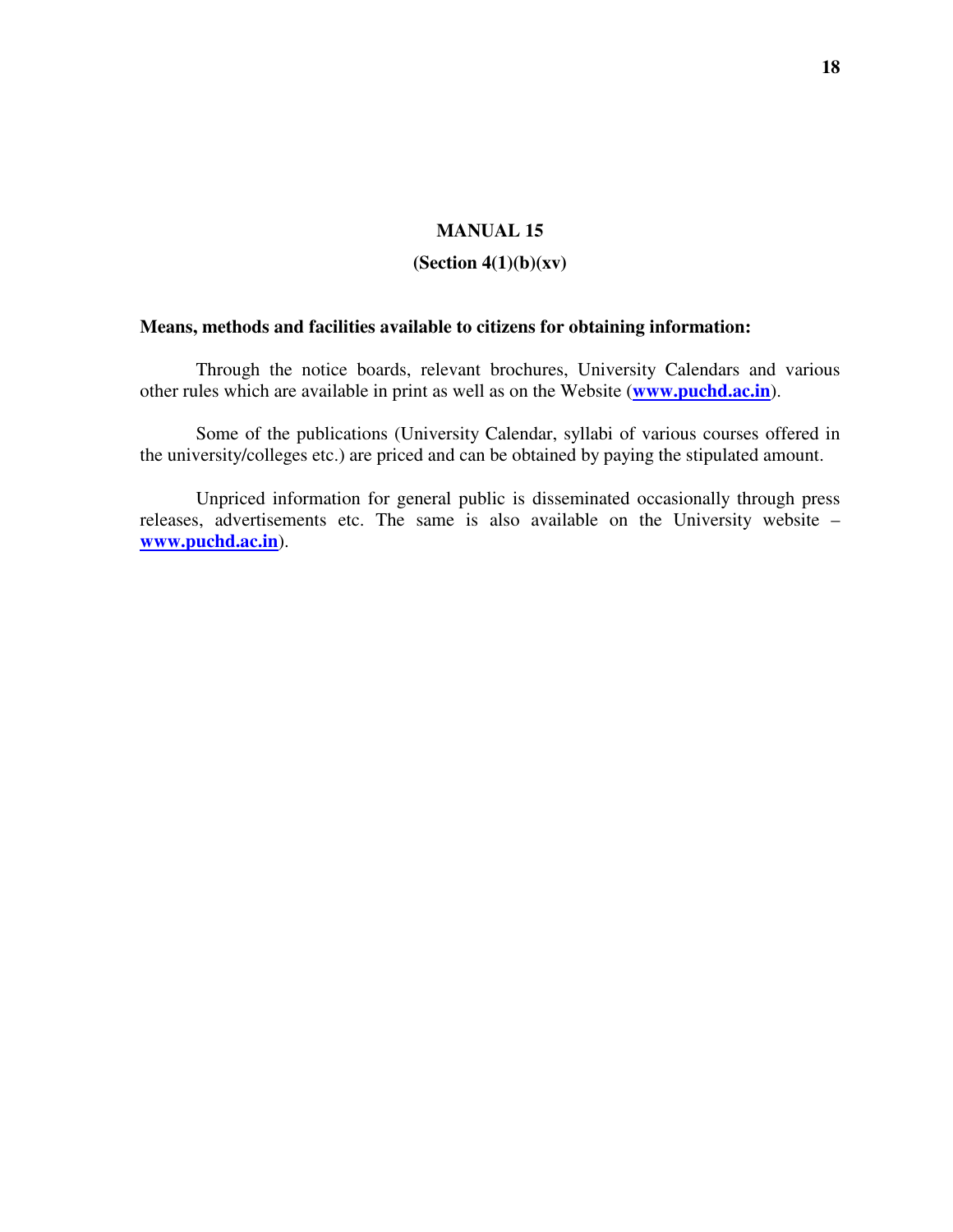## MANUAL 15

### (Section 4(1)(b)(xv)

**Means, methods and facilities available to citizens for obtaining information:**

Through the notice boards, relevant brochures, University Calendars and various other rules which are available in print as well as on the Website (**www.puchd.ac.in**).

Some of the publications (University Calendar, syllabi of various courses offered in the university/colleges etc.) are priced and can be obtained by paying the stipulated amount.

Unpriced information for general public is disseminated occasionally through press releases, advertisements etc. The same is also available on the University website – **www.puchd.ac.in**).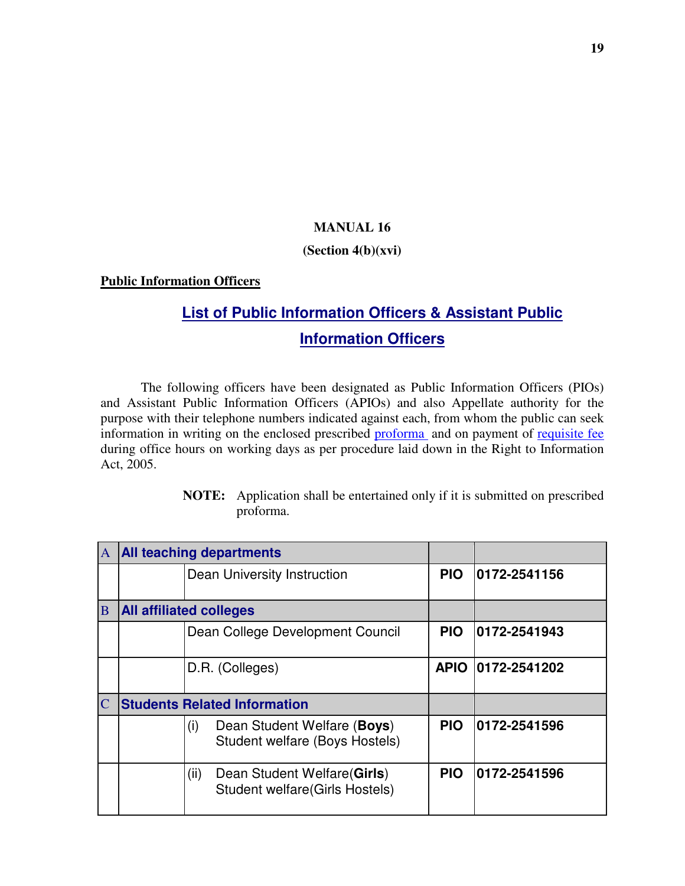**MANUAL 16**

**(Section 4(b)(xvi)**

**Public Information Officers**

## List of Public Information Officers & Assistant Public Information Officers

The following officers have been designated as Public Information Officers (PIOs) and Assistant Public Information Officers (APIOs) and also Appellate authority for the purpose with their telephone numbers indicated against each, from whom the public can seek information in writing on the enclosed prescribed proforma and on payment of requisite fee during office hours on working days as per procedure laid down in the Right to Information Act, 2005.

**NOTE:** Application shall be entertained only if it is submitted on prescribed proforma.

| | | | | |
|---|---|---|---|---|
| A | **All teaching departments** | | | |
| | | Dean University Instruction | **PIO** | **0172-2541156** |
| B | **All affiliated colleges** | | | |
| | | Dean College Development Council | **PIO** | **0172-2541943** |
| | | D.R. (Colleges) | **APIO** | **0172-2541202** |
| C | **Students Related Information** | | | |
| | | (i) Dean Student Welfare (**Boys**) Student welfare (Boys Hostels) | **PIO** | **0172-2541596** |
| | | (ii) Dean Student Welfare(**Girls**) Student welfare(Girls Hostels) | **PIO** | **0172-2541596** |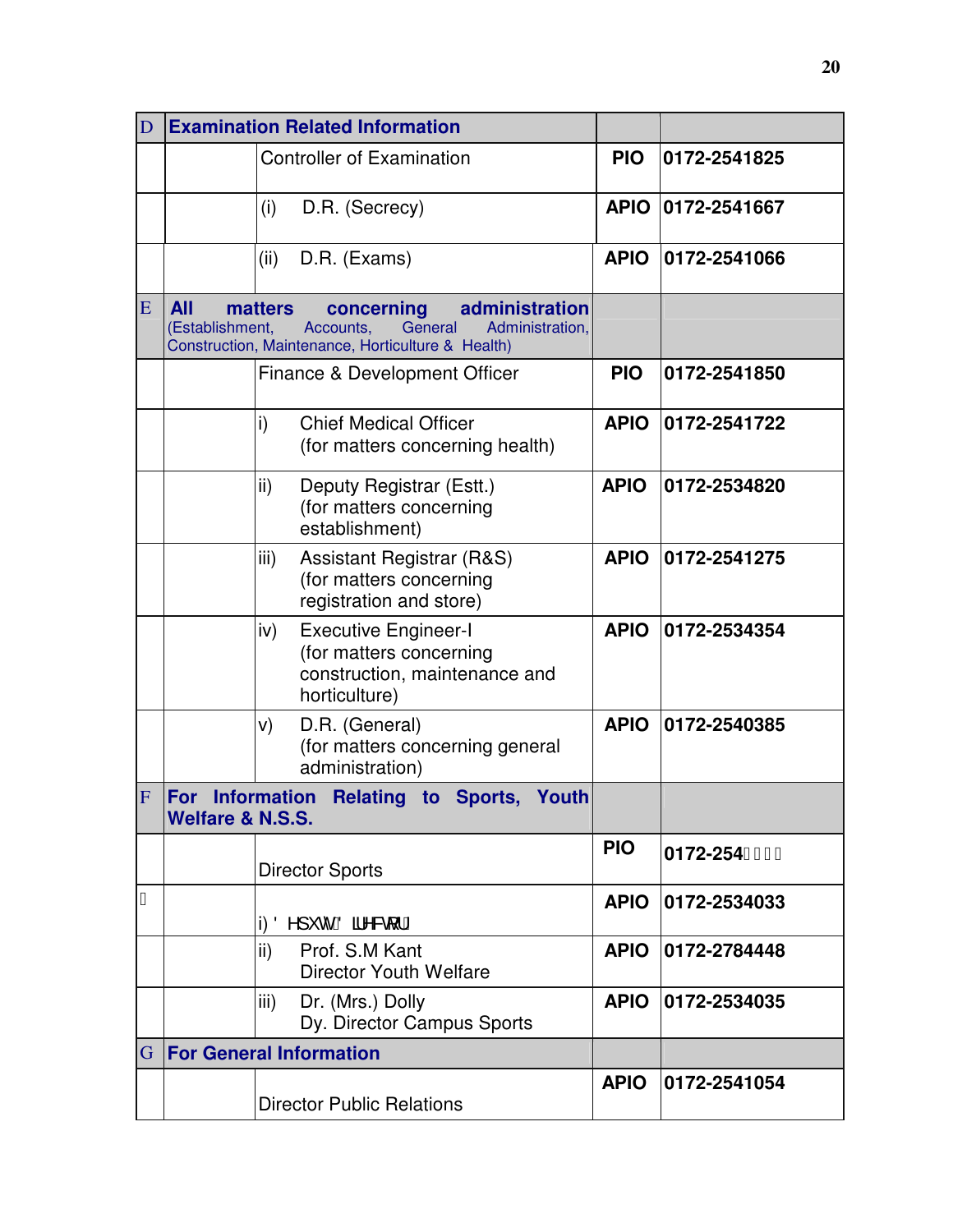| | | | | |
|---|---|---|---|---|
| D | **Examination Related Information** | | | |
| | | Controller of Examination | **PIO** | **0172-2541825** |
| | | (i) D.R. (Secrecy) | **APIO** | **0172-2541667** |
| | | (ii) D.R. (Exams) | **APIO** | **0172-2541066** |
| E | **All matters concerning administration** (Establishment, Accounts, General Administration, Construction, Maintenance, Horticulture & Health) | | | |
| | | Finance & Development Officer | **PIO** | **0172-2541850** |
| | | i) Chief Medical Officer (for matters concerning health) | **APIO** | **0172-2541722** |
| | | ii) Deputy Registrar (Estt.) (for matters concerning establishment) | **APIO** | **0172-2534820** |
| | | iii) Assistant Registrar (R&S) (for matters concerning registration and store) | **APIO** | **0172-2541275** |
| | | iv) Executive Engineer-I (for matters concerning construction, maintenance and horticulture) | **APIO** | **0172-2534354** |
| | | v) D.R. (General) (for matters concerning general administration) | **APIO** | **0172-2540385** |
| F | **For Information Relating to Sports, Youth Welfare & N.S.S.** | | | |
| | | Director Sports | **PIO** | **0172-254** |
| | | i) Deputy Director | **APIO** | **0172-2534033** |
| | | ii) Prof. S.M Kant Director Youth Welfare | **APIO** | **0172-2784448** |
| | | iii) Dr. (Mrs.) Dolly Dy. Director Campus Sports | **APIO** | **0172-2534035** |
| G | **For General Information** | | | |
| | | Director Public Relations | **APIO** | **0172-2541054** |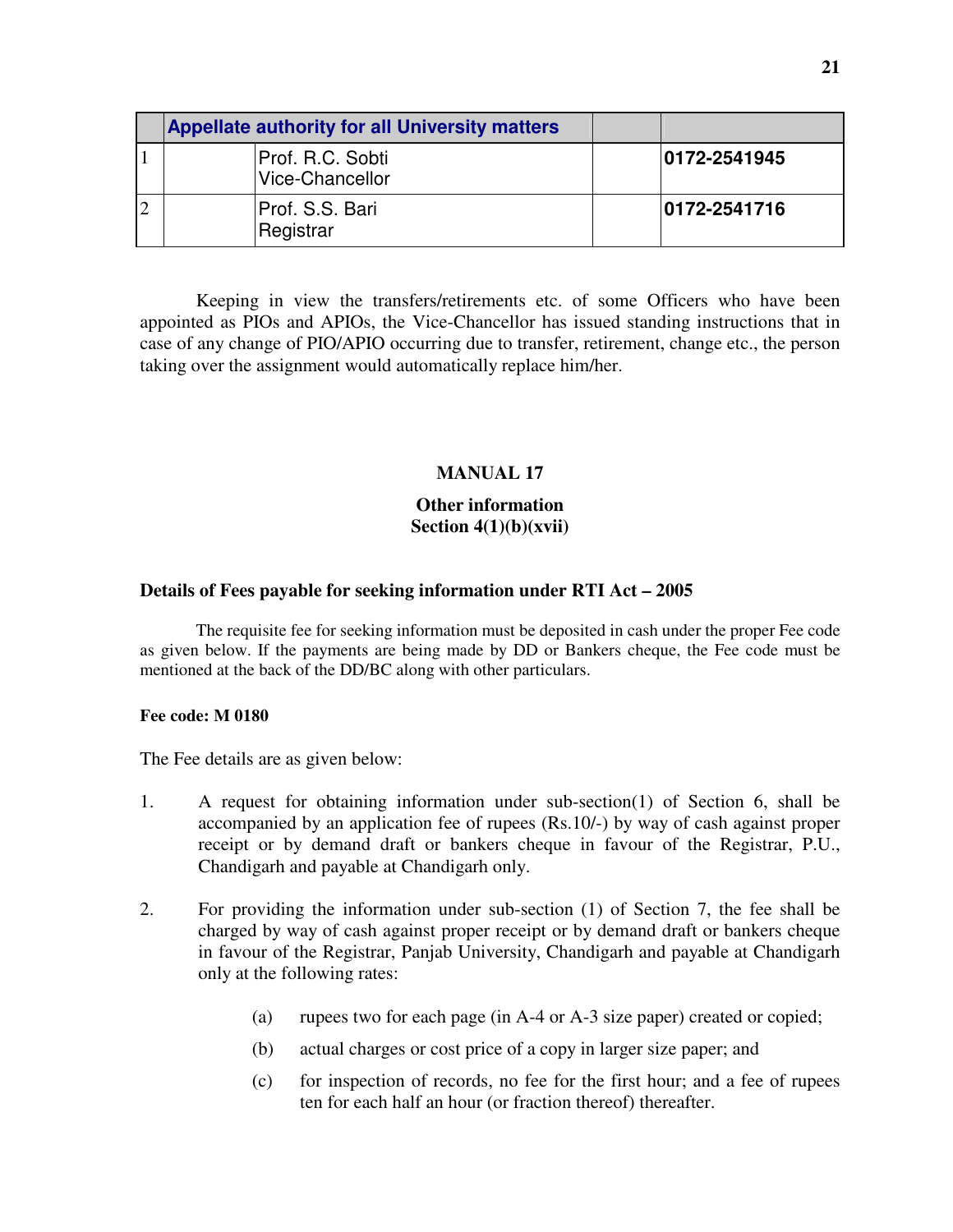| | Appellate authority for all University matters | | | |
|---|---|---|---|---|
| 1 | | Prof. R.C. Sobti<br>Vice-Chancellor | | **0172-2541945** |
| 2 | | Prof. S.S. Bari<br>Registrar | | **0172-2541716** |

Keeping in view the transfers/retirements etc. of some Officers who have been appointed as PIOs and APIOs, the Vice-Chancellor has issued standing instructions that in case of any change of PIO/APIO occurring due to transfer, retirement, change etc., the person taking over the assignment would automatically replace him/her.

## MANUAL 17

### Other information
### Section 4(1)(b)(xvii)

**Details of Fees payable for seeking information under RTI Act – 2005**

The requisite fee for seeking information must be deposited in cash under the proper Fee code as given below. If the payments are being made by DD or Bankers cheque, the Fee code must be mentioned at the back of the DD/BC along with other particulars.

**Fee code: M 0180**

The Fee details are as given below:

1. A request for obtaining information under sub-section(1) of Section 6, shall be accompanied by an application fee of rupees (Rs.10/-) by way of cash against proper receipt or by demand draft or bankers cheque in favour of the Registrar, P.U., Chandigarh and payable at Chandigarh only.

2. For providing the information under sub-section (1) of Section 7, the fee shall be charged by way of cash against proper receipt or by demand draft or bankers cheque in favour of the Registrar, Panjab University, Chandigarh and payable at Chandigarh only at the following rates:

    (a) rupees two for each page (in A-4 or A-3 size paper) created or copied;

    (b) actual charges or cost price of a copy in larger size paper; and

    (c) for inspection of records, no fee for the first hour; and a fee of rupees ten for each half an hour (or fraction thereof) thereafter.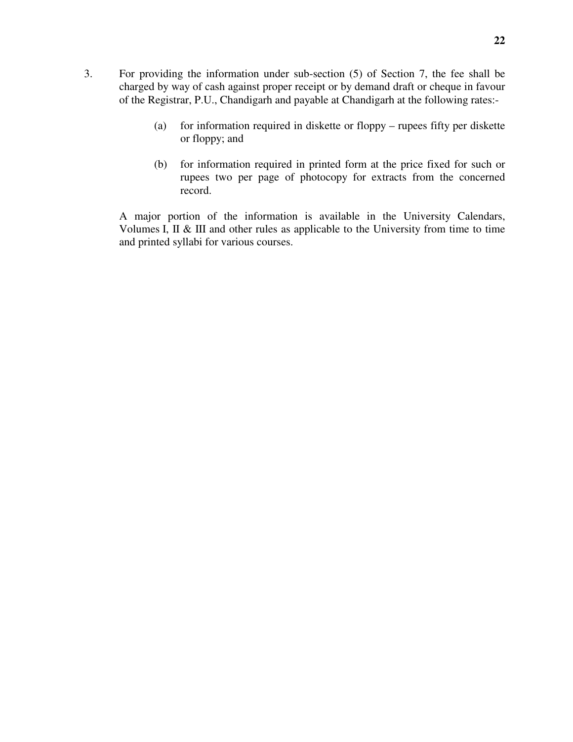3. For providing the information under sub-section (5) of Section 7, the fee shall be charged by way of cash against proper receipt or by demand draft or cheque in favour of the Registrar, P.U., Chandigarh and payable at Chandigarh at the following rates:-

   (a) for information required in diskette or floppy – rupees fifty per diskette or floppy; and

   (b) for information required in printed form at the price fixed for such or rupees two per page of photocopy for extracts from the concerned record.

   A major portion of the information is available in the University Calendars, Volumes I, II & III and other rules as applicable to the University from time to time and printed syllabi for various courses.